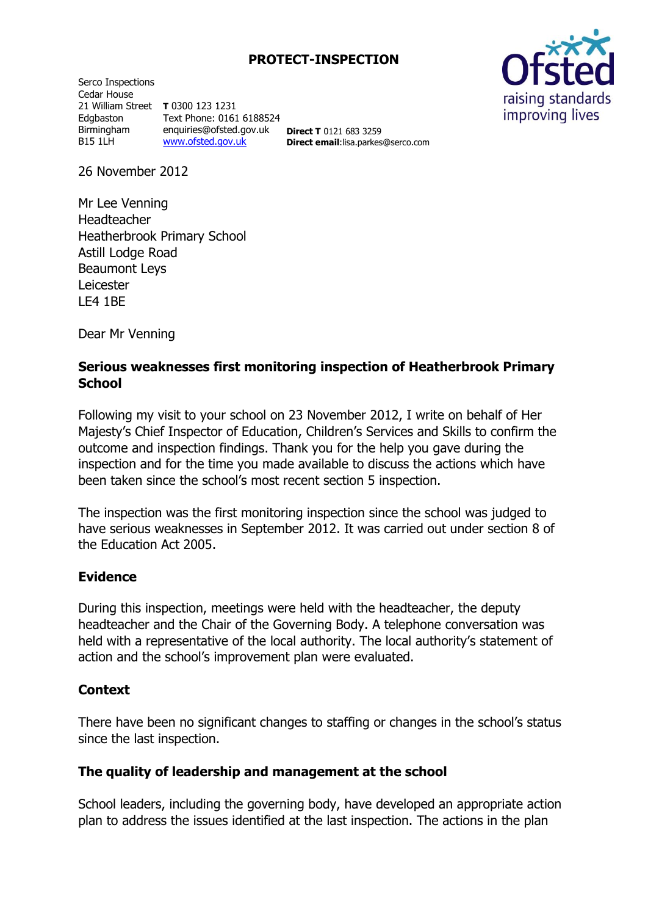**PROTECT-INSPECTION**

Serco Inspections
Cedar House
21 William Street
Edgbaston
Birmingham
B15 1LH

**T** 0300 123 1231
Text Phone: 0161 6188524
enquiries@ofsted.gov.uk
www.ofsted.gov.uk

**Direct T** 0121 683 3259
**Direct email**:lisa.parkes@serco.com

Ofsted
raising standards
improving lives

26 November 2012

Mr Lee Venning
Headteacher
Heatherbrook Primary School
Astill Lodge Road
Beaumont Leys
Leicester
LE4 1BE

Dear Mr Venning

**Serious weaknesses first monitoring inspection of Heatherbrook Primary School**

Following my visit to your school on 23 November 2012, I write on behalf of Her Majesty's Chief Inspector of Education, Children's Services and Skills to confirm the outcome and inspection findings. Thank you for the help you gave during the inspection and for the time you made available to discuss the actions which have been taken since the school's most recent section 5 inspection.

The inspection was the first monitoring inspection since the school was judged to have serious weaknesses in September 2012. It was carried out under section 8 of the Education Act 2005.

## Evidence

During this inspection, meetings were held with the headteacher, the deputy headteacher and the Chair of the Governing Body. A telephone conversation was held with a representative of the local authority. The local authority's statement of action and the school's improvement plan were evaluated.

## Context

There have been no significant changes to staffing or changes in the school's status since the last inspection.

## The quality of leadership and management at the school

School leaders, including the governing body, have developed an appropriate action plan to address the issues identified at the last inspection. The actions in the plan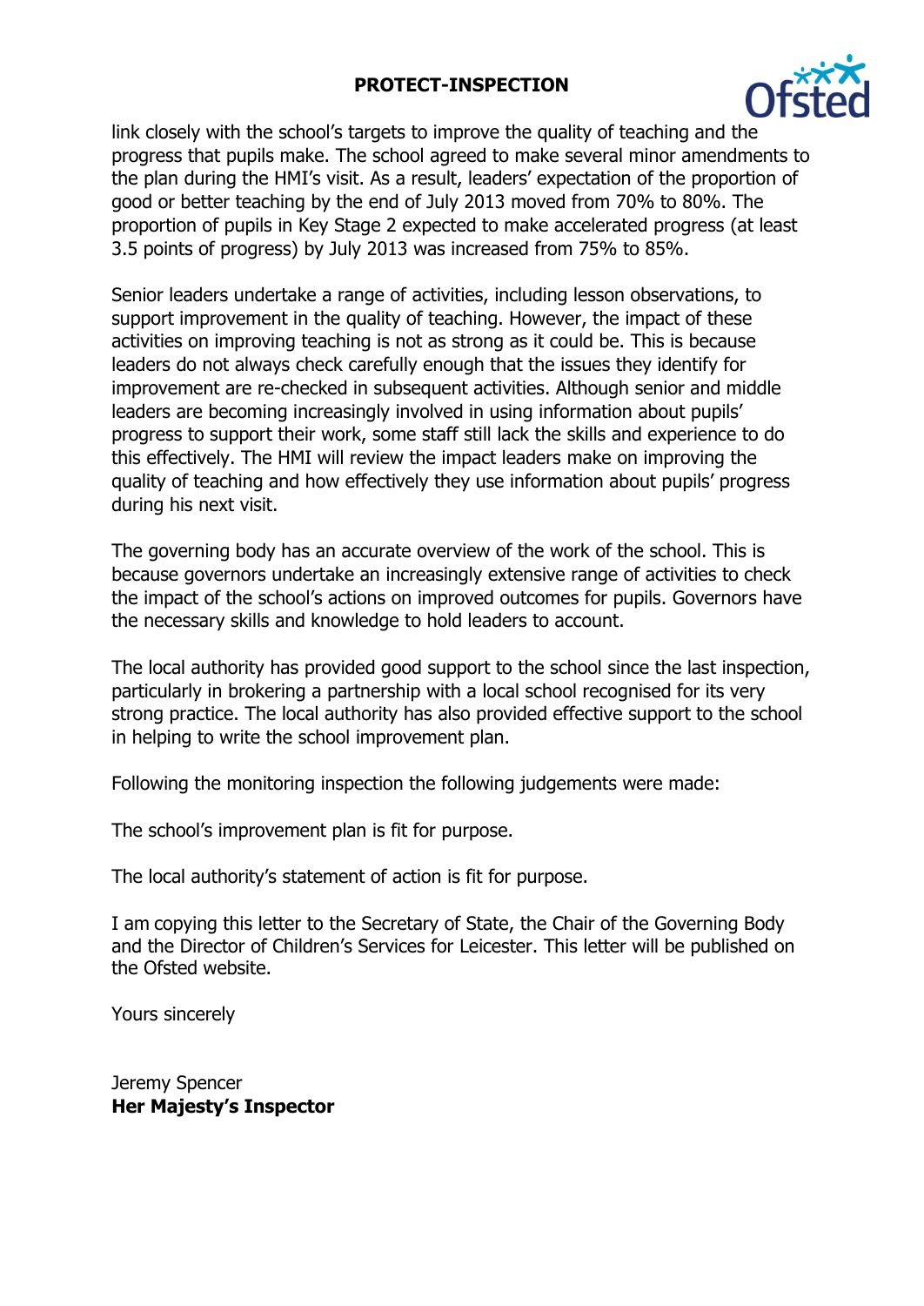link closely with the school's targets to improve the quality of teaching and the progress that pupils make. The school agreed to make several minor amendments to the plan during the HMI's visit. As a result, leaders' expectation of the proportion of good or better teaching by the end of July 2013 moved from 70% to 80%. The proportion of pupils in Key Stage 2 expected to make accelerated progress (at least 3.5 points of progress) by July 2013 was increased from 75% to 85%.

Senior leaders undertake a range of activities, including lesson observations, to support improvement in the quality of teaching. However, the impact of these activities on improving teaching is not as strong as it could be. This is because leaders do not always check carefully enough that the issues they identify for improvement are re-checked in subsequent activities. Although senior and middle leaders are becoming increasingly involved in using information about pupils' progress to support their work, some staff still lack the skills and experience to do this effectively. The HMI will review the impact leaders make on improving the quality of teaching and how effectively they use information about pupils' progress during his next visit.

The governing body has an accurate overview of the work of the school. This is because governors undertake an increasingly extensive range of activities to check the impact of the school's actions on improved outcomes for pupils. Governors have the necessary skills and knowledge to hold leaders to account.

The local authority has provided good support to the school since the last inspection, particularly in brokering a partnership with a local school recognised for its very strong practice. The local authority has also provided effective support to the school in helping to write the school improvement plan.

Following the monitoring inspection the following judgements were made:

The school's improvement plan is fit for purpose.

The local authority's statement of action is fit for purpose.

I am copying this letter to the Secretary of State, the Chair of the Governing Body and the Director of Children's Services for Leicester. This letter will be published on the Ofsted website.

Yours sincerely

Jeremy Spencer
**Her Majesty's Inspector**